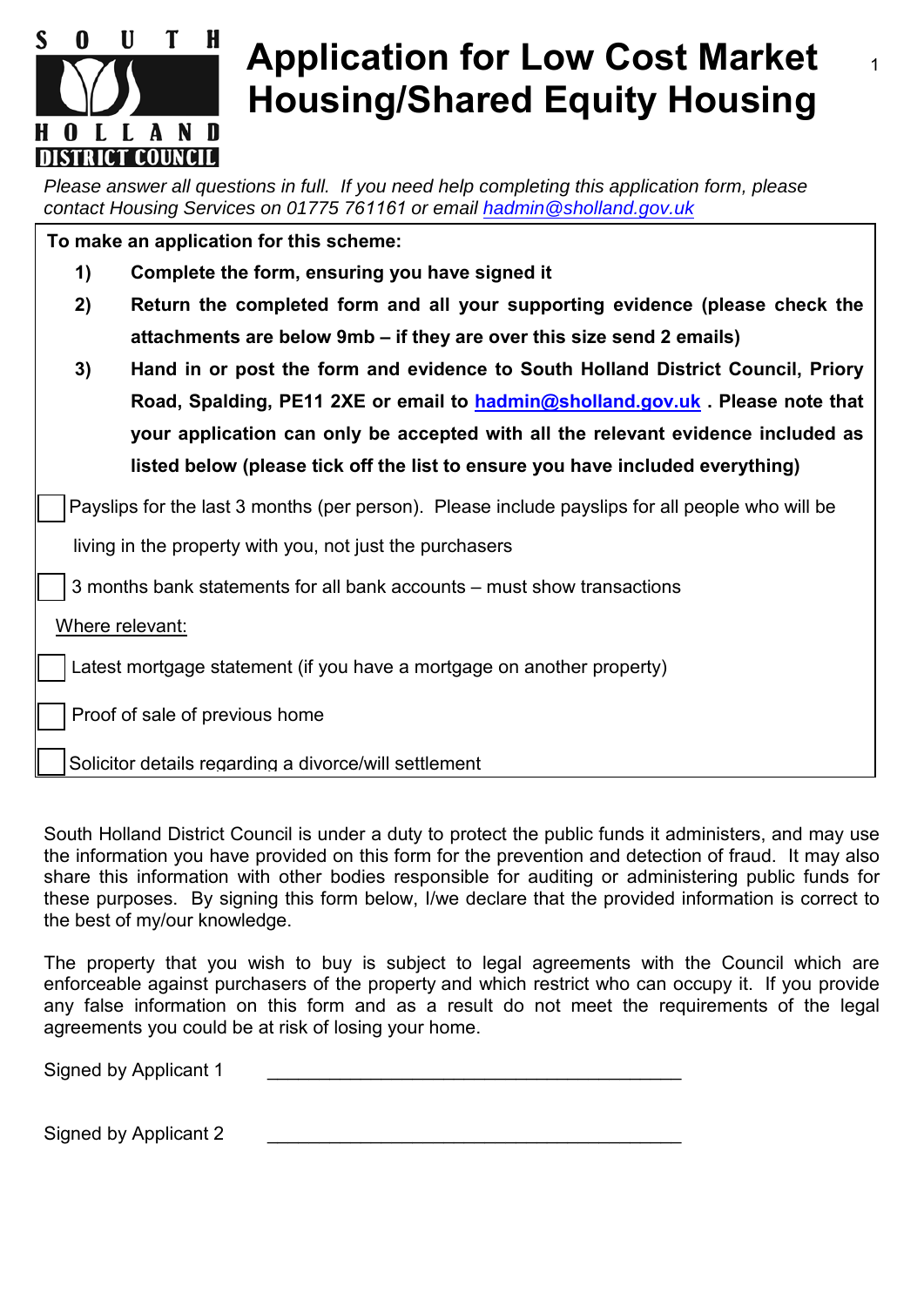# Application for Low Cost Market Housing/Shared Equity Housing

*Please answer all questions in full. If you need help completing this application form, please contact Housing Services on 01775 761161 or email hadmin@sholland.gov.uk*

**To make an application for this scheme:**

1) **Complete the form, ensuring you have signed it**
2) **Return the completed form and all your supporting evidence (please check the attachments are below 9mb – if they are over this size send 2 emails)**
3) **Hand in or post the form and evidence to South Holland District Council, Priory Road, Spalding, PE11 2XE or email to hadmin@sholland.gov.uk . Please note that your application can only be accepted with all the relevant evidence included as listed below (please tick off the list to ensure you have included everything)**

- [ ] Payslips for the last 3 months (per person). Please include payslips for all people who will be living in the property with you, not just the purchasers
- [ ] 3 months bank statements for all bank accounts – must show transactions

Where relevant:

- [ ] Latest mortgage statement (if you have a mortgage on another property)
- [ ] Proof of sale of previous home
- [ ] Solicitor details regarding a divorce/will settlement

South Holland District Council is under a duty to protect the public funds it administers, and may use the information you have provided on this form for the prevention and detection of fraud. It may also share this information with other bodies responsible for auditing or administering public funds for these purposes. By signing this form below, I/we declare that the provided information is correct to the best of my/our knowledge.

The property that you wish to buy is subject to legal agreements with the Council which are enforceable against purchasers of the property and which restrict who can occupy it. If you provide any false information on this form and as a result do not meet the requirements of the legal agreements you could be at risk of losing your home.

Signed by Applicant 1 \_\_\_\_\_\_\_\_\_\_\_\_\_\_\_\_\_\_\_\_\_\_\_\_\_\_\_\_\_\_\_\_\_\_\_\_\_\_\_\_

Signed by Applicant 2 \_\_\_\_\_\_\_\_\_\_\_\_\_\_\_\_\_\_\_\_\_\_\_\_\_\_\_\_\_\_\_\_\_\_\_\_\_\_\_\_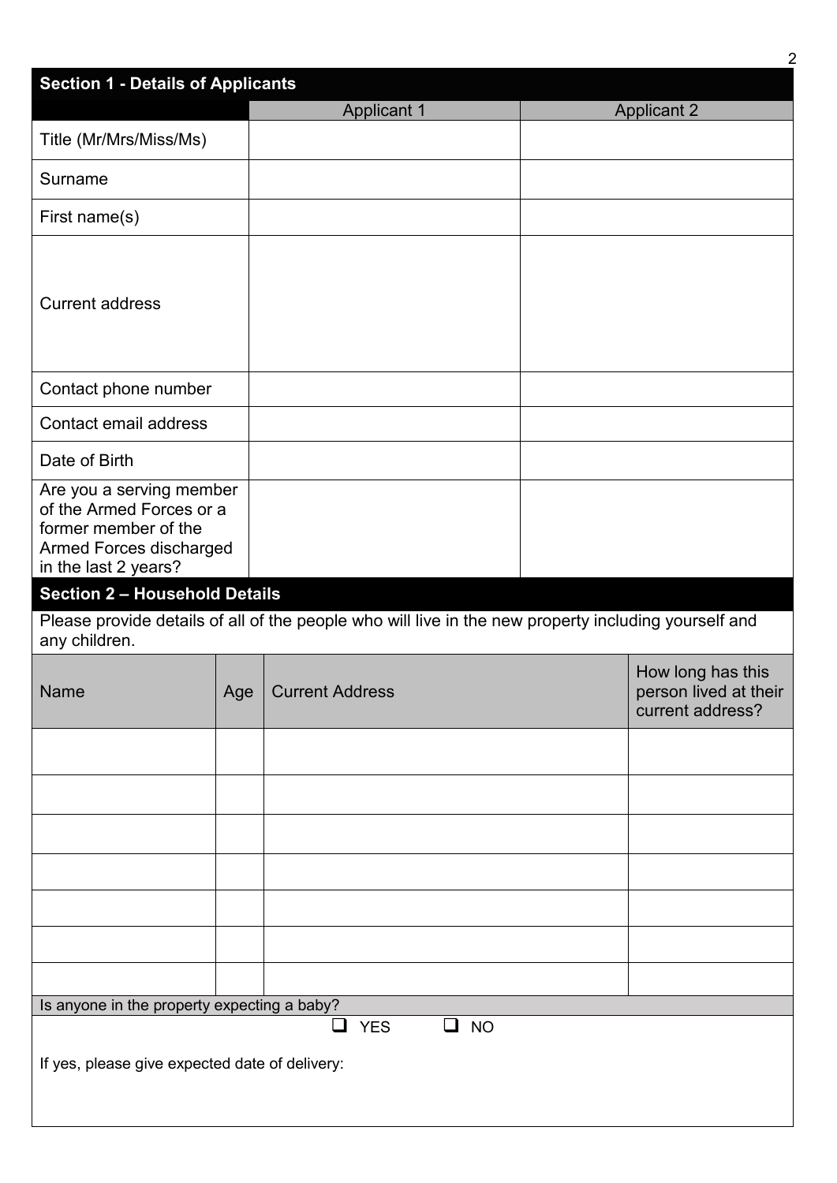## Section 1 - Details of Applicants

| | Applicant 1 | Applicant 2 |
|---|---|---|
| Title (Mr/Mrs/Miss/Ms) | | |
| Surname | | |
| First name(s) | | |
| Current address | | |
| Contact phone number | | |
| Contact email address | | |
| Date of Birth | | |
| Are you a serving member of the Armed Forces or a former member of the Armed Forces discharged in the last 2 years? | | |

## Section 2 – Household Details

Please provide details of all of the people who will live in the new property including yourself and any children.

| Name | Age | Current Address | How long has this person lived at their current address? |
|---|---|---|---|
| | | | |
| | | | |
| | | | |
| | | | |
| | | | |
| | | | |
| | | | |

Is anyone in the property expecting a baby?

❑ YES ❑ NO

If yes, please give expected date of delivery: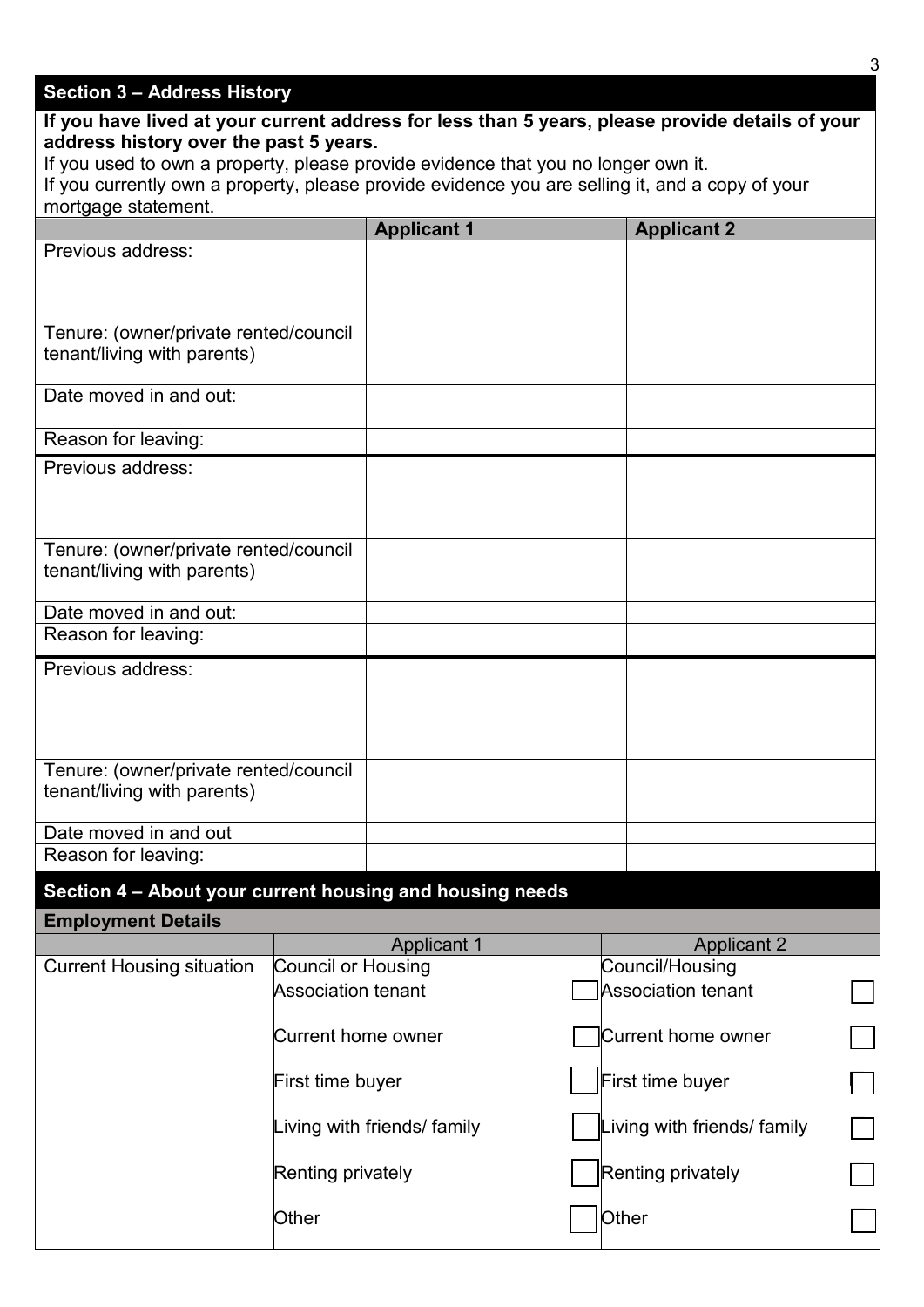## Section 3 – Address History

**If you have lived at your current address for less than 5 years, please provide details of your address history over the past 5 years.**

If you used to own a property, please provide evidence that you no longer own it.

If you currently own a property, please provide evidence you are selling it, and a copy of your mortgage statement.

| | **Applicant 1** | **Applicant 2** |
|---|---|---|
| Previous address: | | |
| Tenure: (owner/private rented/council tenant/living with parents) | | |
| Date moved in and out: | | |
| Reason for leaving: | | |
| Previous address: | | |
| Tenure: (owner/private rented/council tenant/living with parents) | | |
| Date moved in and out: | | |
| Reason for leaving: | | |
| Previous address: | | |
| Tenure: (owner/private rented/council tenant/living with parents) | | |
| Date moved in and out | | |
| Reason for leaving: | | |

## Section 4 – About your current housing and housing needs

**Employment Details**

| | Applicant 1 | | Applicant 2 | |
|---|---|---|---|---|
| Current Housing situation | Council or Housing Association tenant | ☐ | Council/Housing Association tenant | ☐ |
| | Current home owner | ☐ | Current home owner | ☐ |
| | First time buyer | ☐ | First time buyer | ☐ |
| | Living with friends/ family | ☐ | Living with friends/ family | ☐ |
| | Renting privately | ☐ | Renting privately | ☐ |
| | Other | ☐ | Other | ☐ |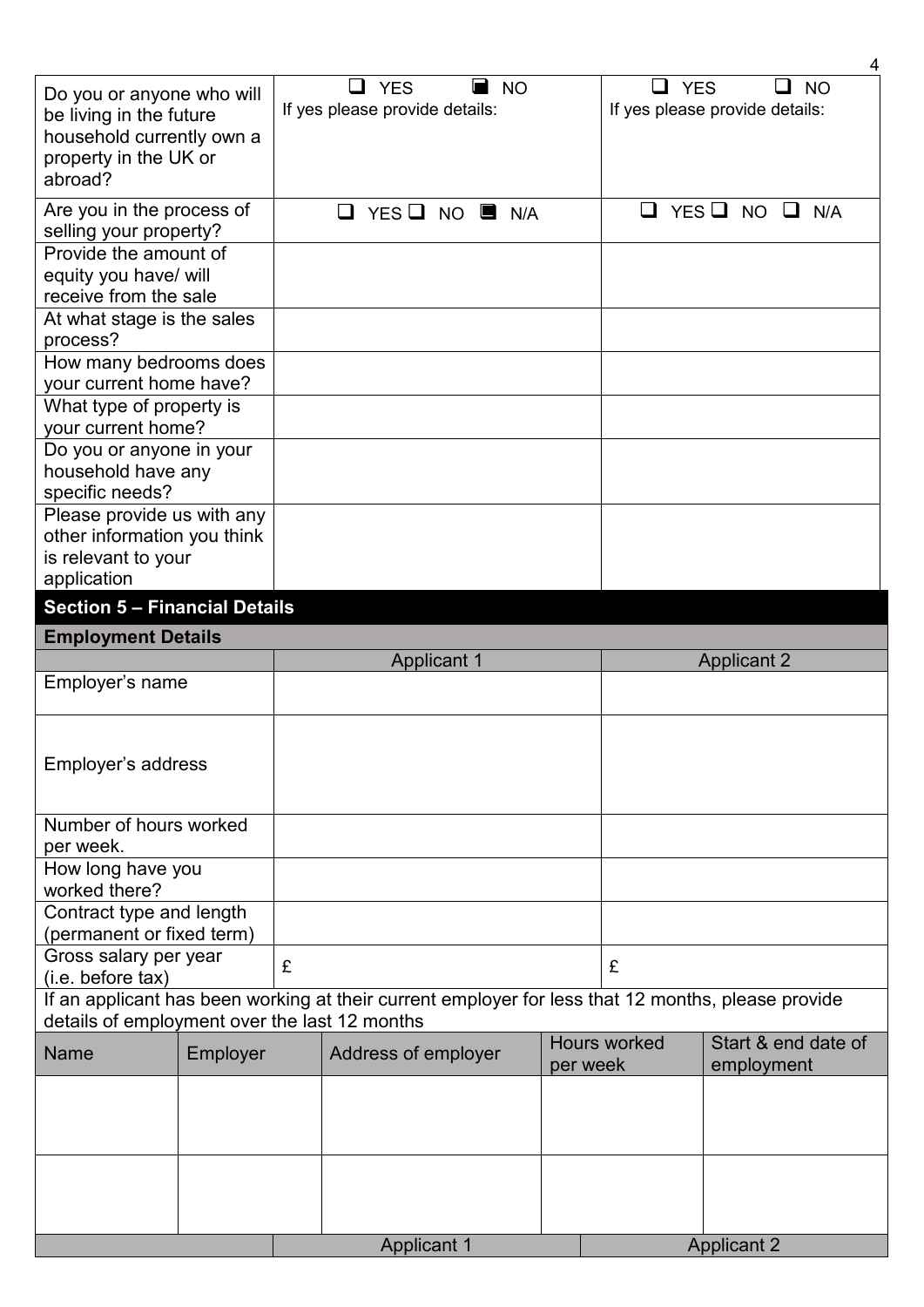| | | |
|---|---|---|
| Do you or anyone who will be living in the future household currently own a property in the UK or abroad? | ☐ YES ■ NO<br>If yes please provide details: | ☐ YES ☐ NO<br>If yes please provide details: |
| Are you in the process of selling your property? | ☐ YES ☐ NO ■ N/A | ☐ YES ☐ NO ☐ N/A |
| Provide the amount of equity you have/ will receive from the sale | | |
| At what stage is the sales process? | | |
| How many bedrooms does your current home have? | | |
| What type of property is your current home? | | |
| Do you or anyone in your household have any specific needs? | | |
| Please provide us with any other information you think is relevant to your application | | |

## Section 5 – Financial Details

**Employment Details**

| | Applicant 1 | Applicant 2 |
|---|---|---|
| Employer's name | | |
| Employer's address | | |
| Number of hours worked per week. | | |
| How long have you worked there? | | |
| Contract type and length (permanent or fixed term) | | |
| Gross salary per year (i.e. before tax) | £ | £ |

If an applicant has been working at their current employer for less that 12 months, please provide details of employment over the last 12 months

| Name | Employer | Address of employer | Hours worked per week | Start & end date of employment |
|---|---|---|---|---|
| | | | | |
| | | | | |

| | Applicant 1 | Applicant 2 |
|---|---|---|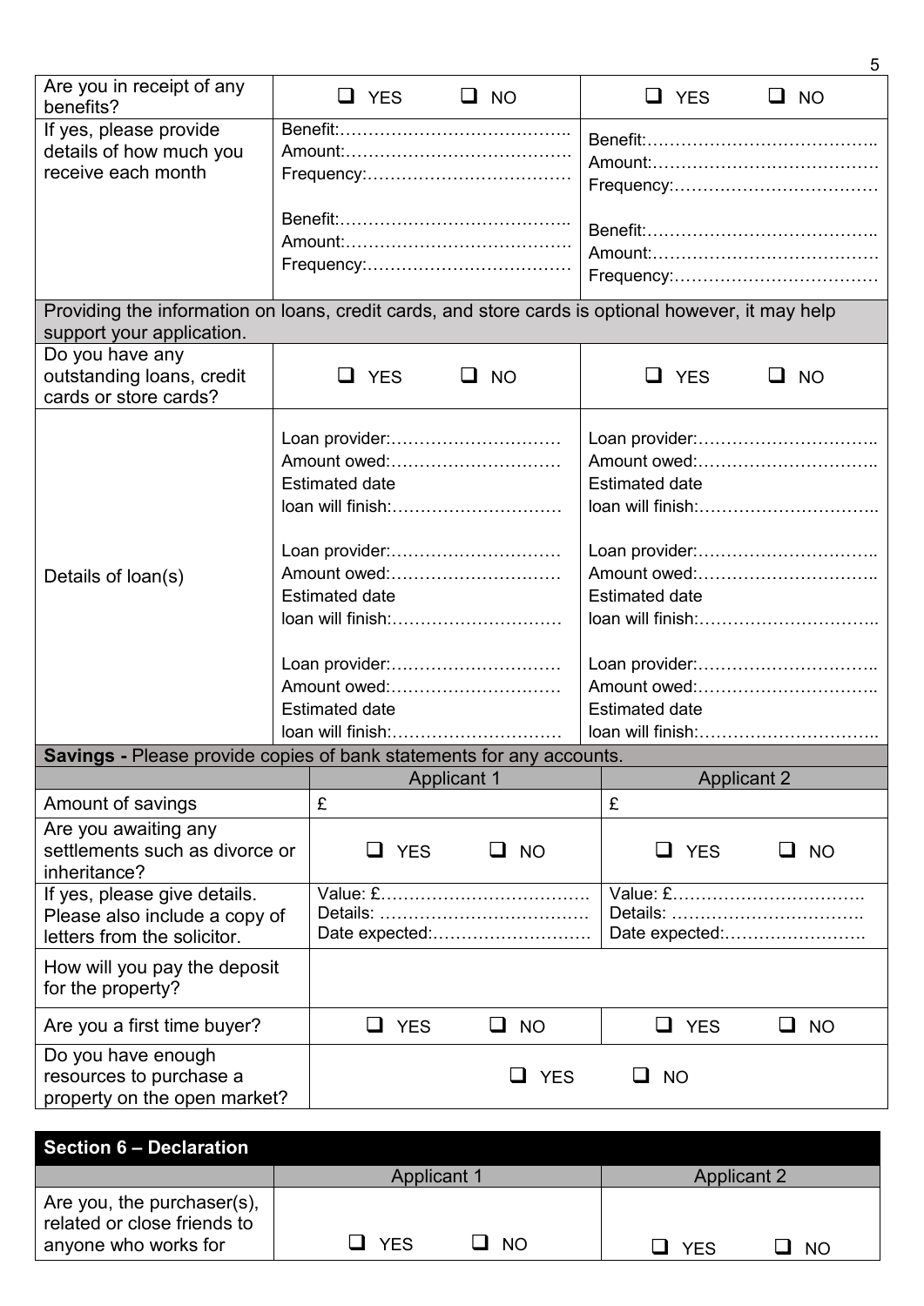| Are you in receipt of any benefits? | ❑ YES ❑ NO | ❑ YES ❑ NO |
|---|---|---|
| If yes, please provide details of how much you receive each month | Benefit:…………………………………..<br>Amount:………………………………….<br>Frequency:………………………………<br><br>Benefit:…………………………………..<br>Amount:………………………………….<br>Frequency:……………………………… | Benefit:…………………………………..<br>Amount:………………………………….<br>Frequency:………………………………<br><br>Benefit:…………………………………..<br>Amount:………………………………….<br>Frequency:……………………………… |
| Providing the information on loans, credit cards, and store cards is optional however, it may help support your application. | | |
| Do you have any outstanding loans, credit cards or store cards? | ❑ YES ❑ NO | ❑ YES ❑ NO |
| Details of loan(s) | Loan provider:…………………………<br>Amount owed:…………………………<br>Estimated date loan will finish:…………………………<br><br>Loan provider:…………………………<br>Amount owed:…………………………<br>Estimated date loan will finish:…………………………<br><br>Loan provider:…………………………<br>Amount owed:…………………………<br>Estimated date loan will finish:………………………… | Loan provider:…………………………..<br>Amount owed:…………………………..<br>Estimated date loan will finish:…………………………..<br><br>Loan provider:…………………………..<br>Amount owed:…………………………..<br>Estimated date loan will finish:…………………………..<br><br>Loan provider:…………………………..<br>Amount owed:…………………………..<br>Estimated date loan will finish:………………………….. |

**Savings -** Please provide copies of bank statements for any accounts.

| | Applicant 1 | Applicant 2 |
|---|---|---|
| Amount of savings | £ | £ |
| Are you awaiting any settlements such as divorce or inheritance? | ❑ YES ❑ NO | ❑ YES ❑ NO |
| If yes, please give details. Please also include a copy of letters from the solicitor. | Value: £……………………………….<br>Details: ……………………………….<br>Date expected:………………………. | Value: £…………………………….<br>Details: …………………………….<br>Date expected:……………………. |
| How will you pay the deposit for the property? | | |
| Are you a first time buyer? | ❑ YES ❑ NO | ❑ YES ❑ NO |
| Do you have enough resources to purchase a property on the open market? | ❑ YES ❑ NO | |

## Section 6 – Declaration

| | Applicant 1 | Applicant 2 |
|---|---|---|
| Are you, the purchaser(s), related or close friends to anyone who works for | ❑ YES ❑ NO | ❑ YES ❑ NO |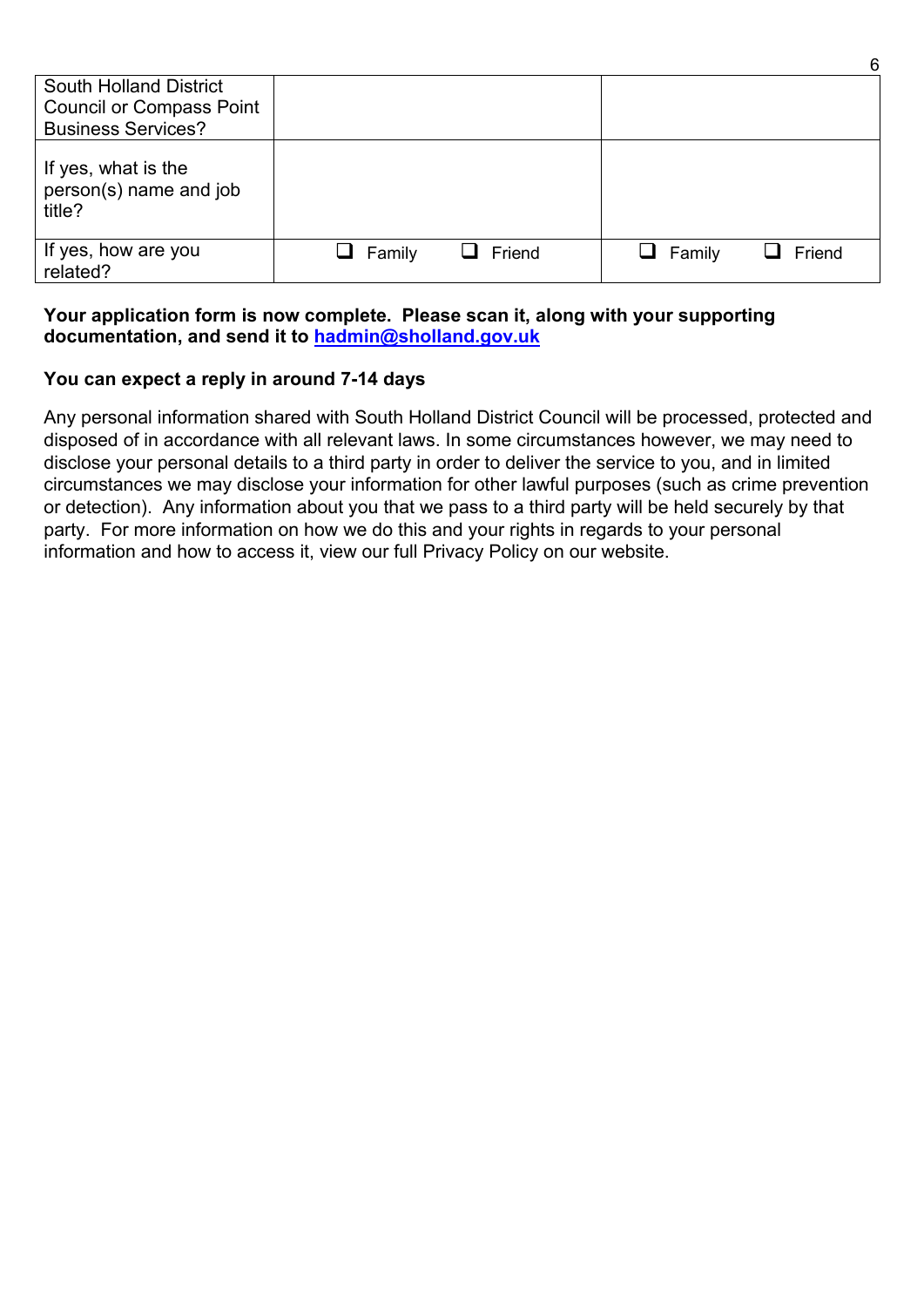| | | |
|---|---|---|
| South Holland District Council or Compass Point Business Services? | | |
| If yes, what is the person(s) name and job title? | | |
| If yes, how are you related? | ❑ Family ❑ Friend | ❑ Family ❑ Friend |

**Your application form is now complete. Please scan it, along with your supporting documentation, and send it to hadmin@sholland.gov.uk**

**You can expect a reply in around 7-14 days**

Any personal information shared with South Holland District Council will be processed, protected and disposed of in accordance with all relevant laws. In some circumstances however, we may need to disclose your personal details to a third party in order to deliver the service to you, and in limited circumstances we may disclose your information for other lawful purposes (such as crime prevention or detection). Any information about you that we pass to a third party will be held securely by that party. For more information on how we do this and your rights in regards to your personal information and how to access it, view our full Privacy Policy on our website.